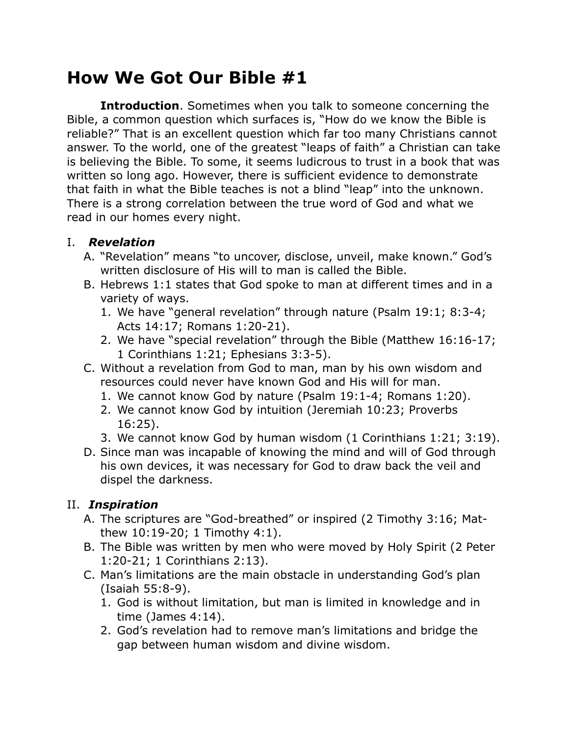# How We Got Our Bible #1

**Introduction**. Sometimes when you talk to someone concerning the Bible, a common question which surfaces is, "How do we know the Bible is reliable?" That is an excellent question which far too many Christians cannot answer. To the world, one of the greatest "leaps of faith" a Christian can take is believing the Bible. To some, it seems ludicrous to trust in a book that was written so long ago. However, there is sufficient evidence to demonstrate that faith in what the Bible teaches is not a blind "leap" into the unknown. There is a strong correlation between the true word of God and what we read in our homes every night.

## I. *Revelation*

A. "Revelation" means "to uncover, disclose, unveil, make known." God's written disclosure of His will to man is called the Bible.

B. Hebrews 1:1 states that God spoke to man at different times and in a variety of ways.

1. We have "general revelation" through nature (Psalm 19:1; 8:3-4; Acts 14:17; Romans 1:20-21).
2. We have "special revelation" through the Bible (Matthew 16:16-17; 1 Corinthians 1:21; Ephesians 3:3-5).

C. Without a revelation from God to man, man by his own wisdom and resources could never have known God and His will for man.

1. We cannot know God by nature (Psalm 19:1-4; Romans 1:20).
2. We cannot know God by intuition (Jeremiah 10:23; Proverbs 16:25).
3. We cannot know God by human wisdom (1 Corinthians 1:21; 3:19).

D. Since man was incapable of knowing the mind and will of God through his own devices, it was necessary for God to draw back the veil and dispel the darkness.

## II. *Inspiration*

A. The scriptures are "God-breathed" or inspired (2 Timothy 3:16; Matthew 10:19-20; 1 Timothy 4:1).

B. The Bible was written by men who were moved by Holy Spirit (2 Peter 1:20-21; 1 Corinthians 2:13).

C. Man's limitations are the main obstacle in understanding God's plan (Isaiah 55:8-9).

1. God is without limitation, but man is limited in knowledge and in time (James 4:14).
2. God's revelation had to remove man's limitations and bridge the gap between human wisdom and divine wisdom.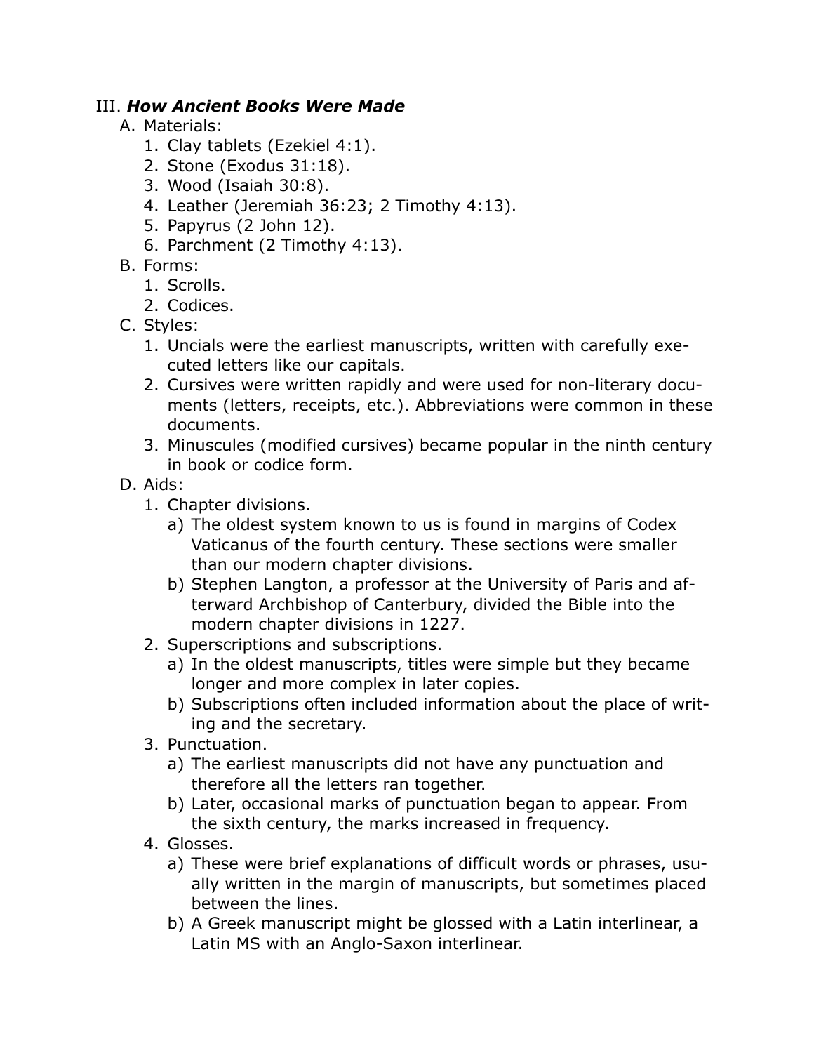III. ***How Ancient Books Were Made***

A. Materials:
   1. Clay tablets (Ezekiel 4:1).
   2. Stone (Exodus 31:18).
   3. Wood (Isaiah 30:8).
   4. Leather (Jeremiah 36:23; 2 Timothy 4:13).
   5. Papyrus (2 John 12).
   6. Parchment (2 Timothy 4:13).

B. Forms:
   1. Scrolls.
   2. Codices.

C. Styles:
   1. Uncials were the earliest manuscripts, written with carefully executed letters like our capitals.
   2. Cursives were written rapidly and were used for non-literary documents (letters, receipts, etc.). Abbreviations were common in these documents.
   3. Minuscules (modified cursives) became popular in the ninth century in book or codice form.

D. Aids:
   1. Chapter divisions.
      a) The oldest system known to us is found in margins of Codex Vaticanus of the fourth century. These sections were smaller than our modern chapter divisions.
      b) Stephen Langton, a professor at the University of Paris and afterward Archbishop of Canterbury, divided the Bible into the modern chapter divisions in 1227.
   2. Superscriptions and subscriptions.
      a) In the oldest manuscripts, titles were simple but they became longer and more complex in later copies.
      b) Subscriptions often included information about the place of writing and the secretary.
   3. Punctuation.
      a) The earliest manuscripts did not have any punctuation and therefore all the letters ran together.
      b) Later, occasional marks of punctuation began to appear. From the sixth century, the marks increased in frequency.
   4. Glosses.
      a) These were brief explanations of difficult words or phrases, usually written in the margin of manuscripts, but sometimes placed between the lines.
      b) A Greek manuscript might be glossed with a Latin interlinear, a Latin MS with an Anglo-Saxon interlinear.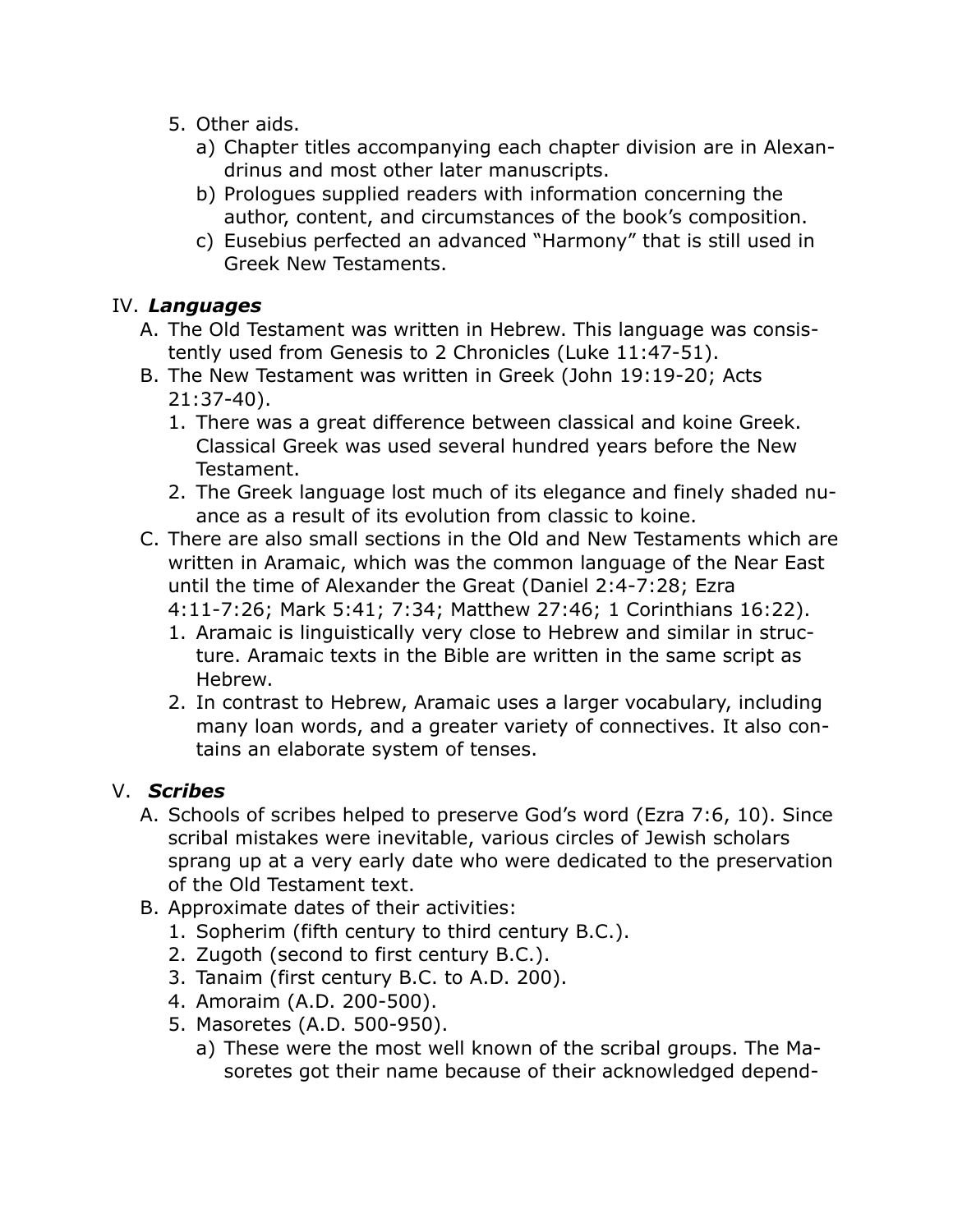5. Other aids.
   a) Chapter titles accompanying each chapter division are in Alexandrinus and most other later manuscripts.
   b) Prologues supplied readers with information concerning the author, content, and circumstances of the book's composition.
   c) Eusebius perfected an advanced "Harmony" that is still used in Greek New Testaments.

IV. ***Languages***

A. The Old Testament was written in Hebrew. This language was consistently used from Genesis to 2 Chronicles (Luke 11:47-51).

B. The New Testament was written in Greek (John 19:19-20; Acts 21:37-40).
   1. There was a great difference between classical and koine Greek. Classical Greek was used several hundred years before the New Testament.
   2. The Greek language lost much of its elegance and finely shaded nuance as a result of its evolution from classic to koine.

C. There are also small sections in the Old and New Testaments which are written in Aramaic, which was the common language of the Near East until the time of Alexander the Great (Daniel 2:4-7:28; Ezra 4:11-7:26; Mark 5:41; 7:34; Matthew 27:46; 1 Corinthians 16:22).
   1. Aramaic is linguistically very close to Hebrew and similar in structure. Aramaic texts in the Bible are written in the same script as Hebrew.
   2. In contrast to Hebrew, Aramaic uses a larger vocabulary, including many loan words, and a greater variety of connectives. It also contains an elaborate system of tenses.

V. ***Scribes***

A. Schools of scribes helped to preserve God's word (Ezra 7:6, 10). Since scribal mistakes were inevitable, various circles of Jewish scholars sprang up at a very early date who were dedicated to the preservation of the Old Testament text.

B. Approximate dates of their activities:
   1. Sopherim (fifth century to third century B.C.).
   2. Zugoth (second to first century B.C.).
   3. Tanaim (first century B.C. to A.D. 200).
   4. Amoraim (A.D. 200-500).
   5. Masoretes (A.D. 500-950).
      a) These were the most well known of the scribal groups. The Masoretes got their name because of their acknowledged depend-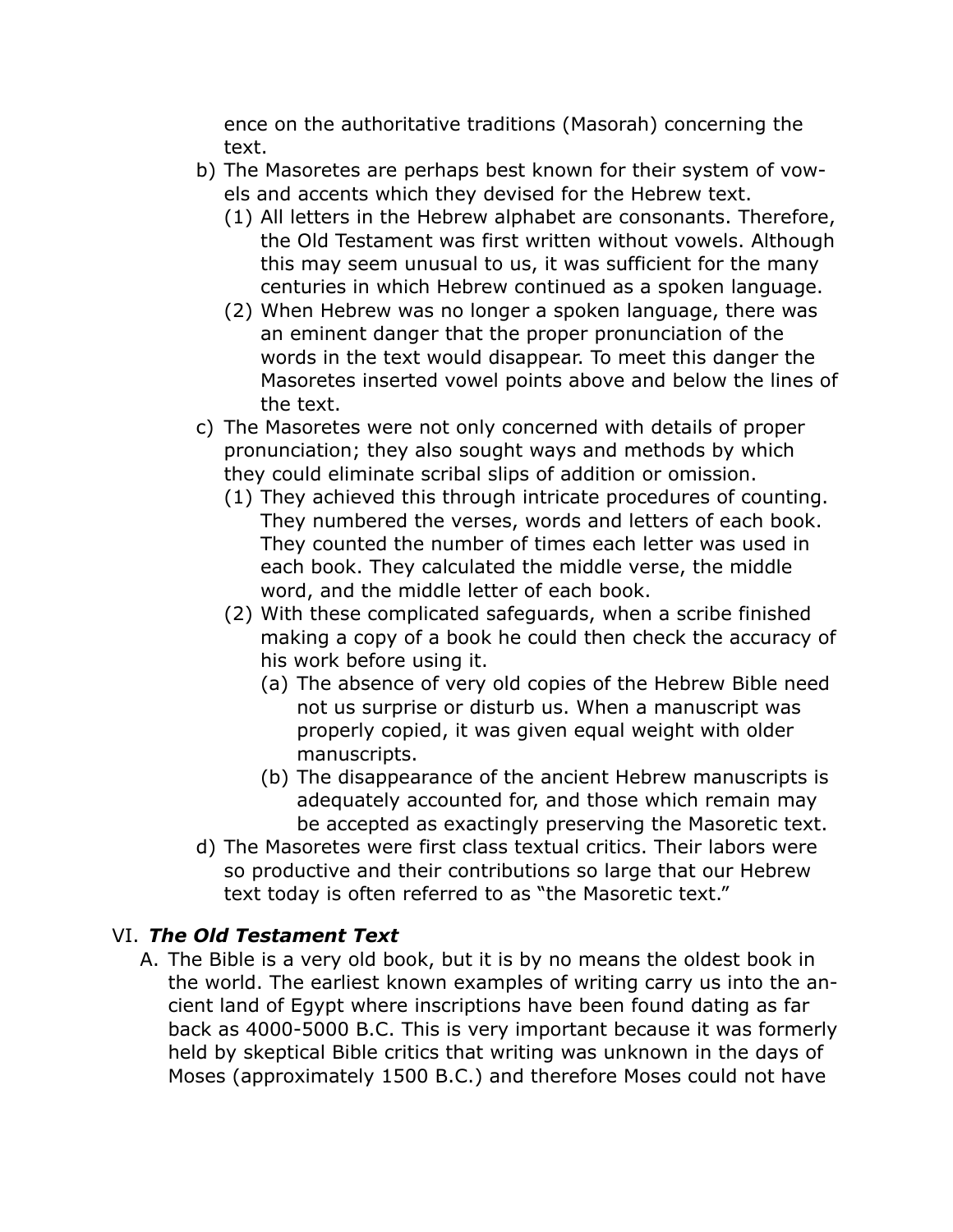ence on the authoritative traditions (Masorah) concerning the text.

b) The Masoretes are perhaps best known for their system of vowels and accents which they devised for the Hebrew text.
   (1) All letters in the Hebrew alphabet are consonants. Therefore, the Old Testament was first written without vowels. Although this may seem unusual to us, it was sufficient for the many centuries in which Hebrew continued as a spoken language.
   (2) When Hebrew was no longer a spoken language, there was an eminent danger that the proper pronunciation of the words in the text would disappear. To meet this danger the Masoretes inserted vowel points above and below the lines of the text.

c) The Masoretes were not only concerned with details of proper pronunciation; they also sought ways and methods by which they could eliminate scribal slips of addition or omission.
   (1) They achieved this through intricate procedures of counting. They numbered the verses, words and letters of each book. They counted the number of times each letter was used in each book. They calculated the middle verse, the middle word, and the middle letter of each book.
   (2) With these complicated safeguards, when a scribe finished making a copy of a book he could then check the accuracy of his work before using it.
      (a) The absence of very old copies of the Hebrew Bible need not us surprise or disturb us. When a manuscript was properly copied, it was given equal weight with older manuscripts.
      (b) The disappearance of the ancient Hebrew manuscripts is adequately accounted for, and those which remain may be accepted as exactingly preserving the Masoretic text.

d) The Masoretes were first class textual critics. Their labors were so productive and their contributions so large that our Hebrew text today is often referred to as "the Masoretic text."

## VI. ***The Old Testament Text***

A. The Bible is a very old book, but it is by no means the oldest book in the world. The earliest known examples of writing carry us into the ancient land of Egypt where inscriptions have been found dating as far back as 4000-5000 B.C. This is very important because it was formerly held by skeptical Bible critics that writing was unknown in the days of Moses (approximately 1500 B.C.) and therefore Moses could not have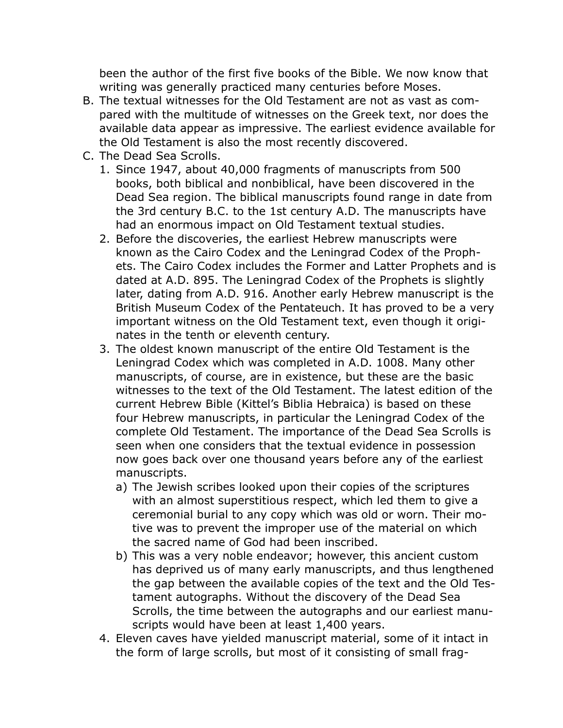been the author of the first five books of the Bible. We now know that writing was generally practiced many centuries before Moses.

B. The textual witnesses for the Old Testament are not as vast as compared with the multitude of witnesses on the Greek text, nor does the available data appear as impressive. The earliest evidence available for the Old Testament is also the most recently discovered.

C. The Dead Sea Scrolls.

   1. Since 1947, about 40,000 fragments of manuscripts from 500 books, both biblical and nonbiblical, have been discovered in the Dead Sea region. The biblical manuscripts found range in date from the 3rd century B.C. to the 1st century A.D. The manuscripts have had an enormous impact on Old Testament textual studies.
   2. Before the discoveries, the earliest Hebrew manuscripts were known as the Cairo Codex and the Leningrad Codex of the Prophets. The Cairo Codex includes the Former and Latter Prophets and is dated at A.D. 895. The Leningrad Codex of the Prophets is slightly later, dating from A.D. 916. Another early Hebrew manuscript is the British Museum Codex of the Pentateuch. It has proved to be a very important witness on the Old Testament text, even though it originates in the tenth or eleventh century.
   3. The oldest known manuscript of the entire Old Testament is the Leningrad Codex which was completed in A.D. 1008. Many other manuscripts, of course, are in existence, but these are the basic witnesses to the text of the Old Testament. The latest edition of the current Hebrew Bible (Kittel's Biblia Hebraica) is based on these four Hebrew manuscripts, in particular the Leningrad Codex of the complete Old Testament. The importance of the Dead Sea Scrolls is seen when one considers that the textual evidence in possession now goes back over one thousand years before any of the earliest manuscripts.
      a) The Jewish scribes looked upon their copies of the scriptures with an almost superstitious respect, which led them to give a ceremonial burial to any copy which was old or worn. Their motive was to prevent the improper use of the material on which the sacred name of God had been inscribed.
      b) This was a very noble endeavor; however, this ancient custom has deprived us of many early manuscripts, and thus lengthened the gap between the available copies of the text and the Old Testament autographs. Without the discovery of the Dead Sea Scrolls, the time between the autographs and our earliest manuscripts would have been at least 1,400 years.
   4. Eleven caves have yielded manuscript material, some of it intact in the form of large scrolls, but most of it consisting of small frag-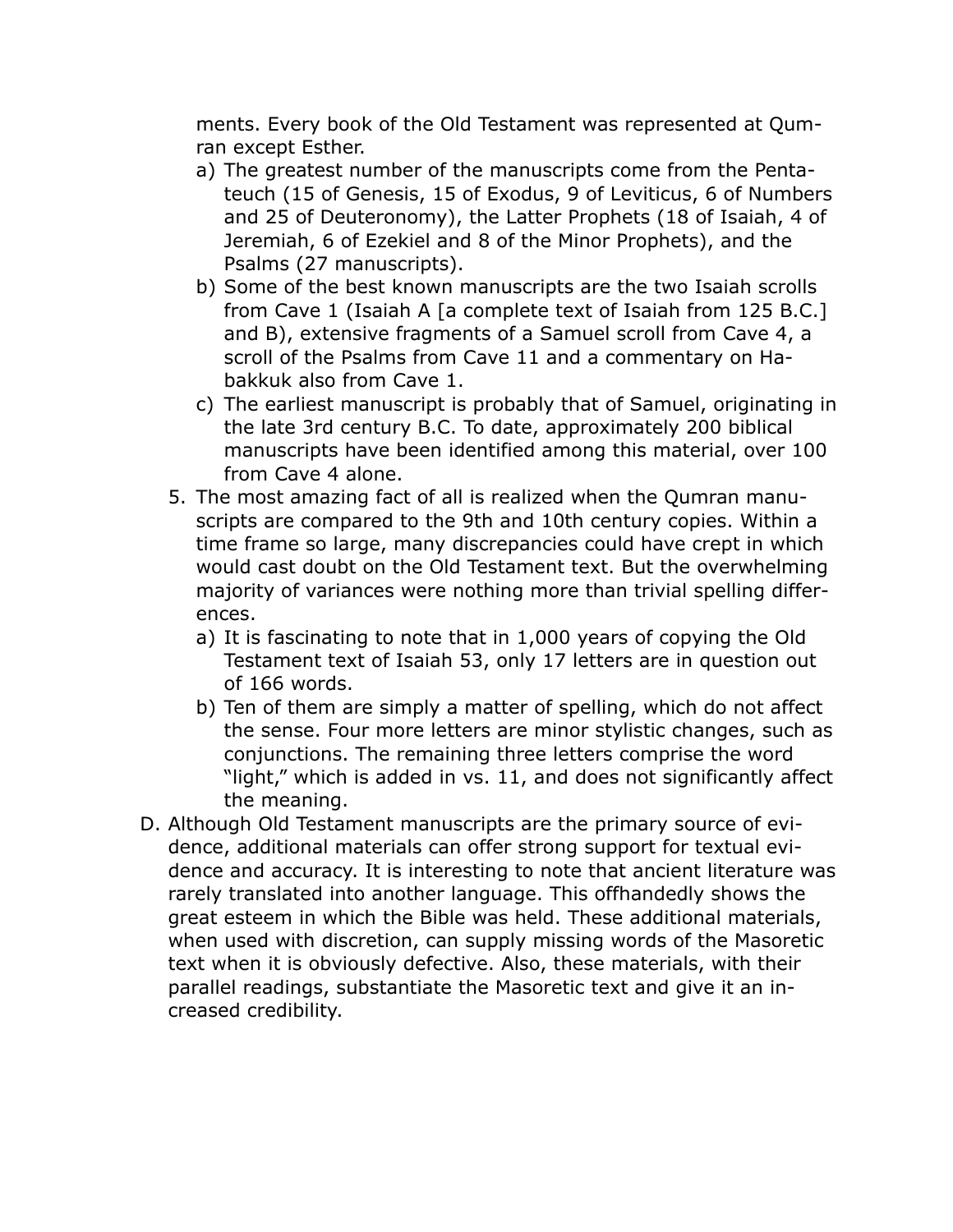ments. Every book of the Old Testament was represented at Qumran except Esther.

   a) The greatest number of the manuscripts come from the Pentateuch (15 of Genesis, 15 of Exodus, 9 of Leviticus, 6 of Numbers and 25 of Deuteronomy), the Latter Prophets (18 of Isaiah, 4 of Jeremiah, 6 of Ezekiel and 8 of the Minor Prophets), and the Psalms (27 manuscripts).
   b) Some of the best known manuscripts are the two Isaiah scrolls from Cave 1 (Isaiah A [a complete text of Isaiah from 125 B.C.] and B), extensive fragments of a Samuel scroll from Cave 4, a scroll of the Psalms from Cave 11 and a commentary on Habakkuk also from Cave 1.
   c) The earliest manuscript is probably that of Samuel, originating in the late 3rd century B.C. To date, approximately 200 biblical manuscripts have been identified among this material, over 100 from Cave 4 alone.

5. The most amazing fact of all is realized when the Qumran manuscripts are compared to the 9th and 10th century copies. Within a time frame so large, many discrepancies could have crept in which would cast doubt on the Old Testament text. But the overwhelming majority of variances were nothing more than trivial spelling differences.
   a) It is fascinating to note that in 1,000 years of copying the Old Testament text of Isaiah 53, only 17 letters are in question out of 166 words.
   b) Ten of them are simply a matter of spelling, which do not affect the sense. Four more letters are minor stylistic changes, such as conjunctions. The remaining three letters comprise the word "light," which is added in vs. 11, and does not significantly affect the meaning.

D. Although Old Testament manuscripts are the primary source of evidence, additional materials can offer strong support for textual evidence and accuracy. It is interesting to note that ancient literature was rarely translated into another language. This offhandedly shows the great esteem in which the Bible was held. These additional materials, when used with discretion, can supply missing words of the Masoretic text when it is obviously defective. Also, these materials, with their parallel readings, substantiate the Masoretic text and give it an increased credibility.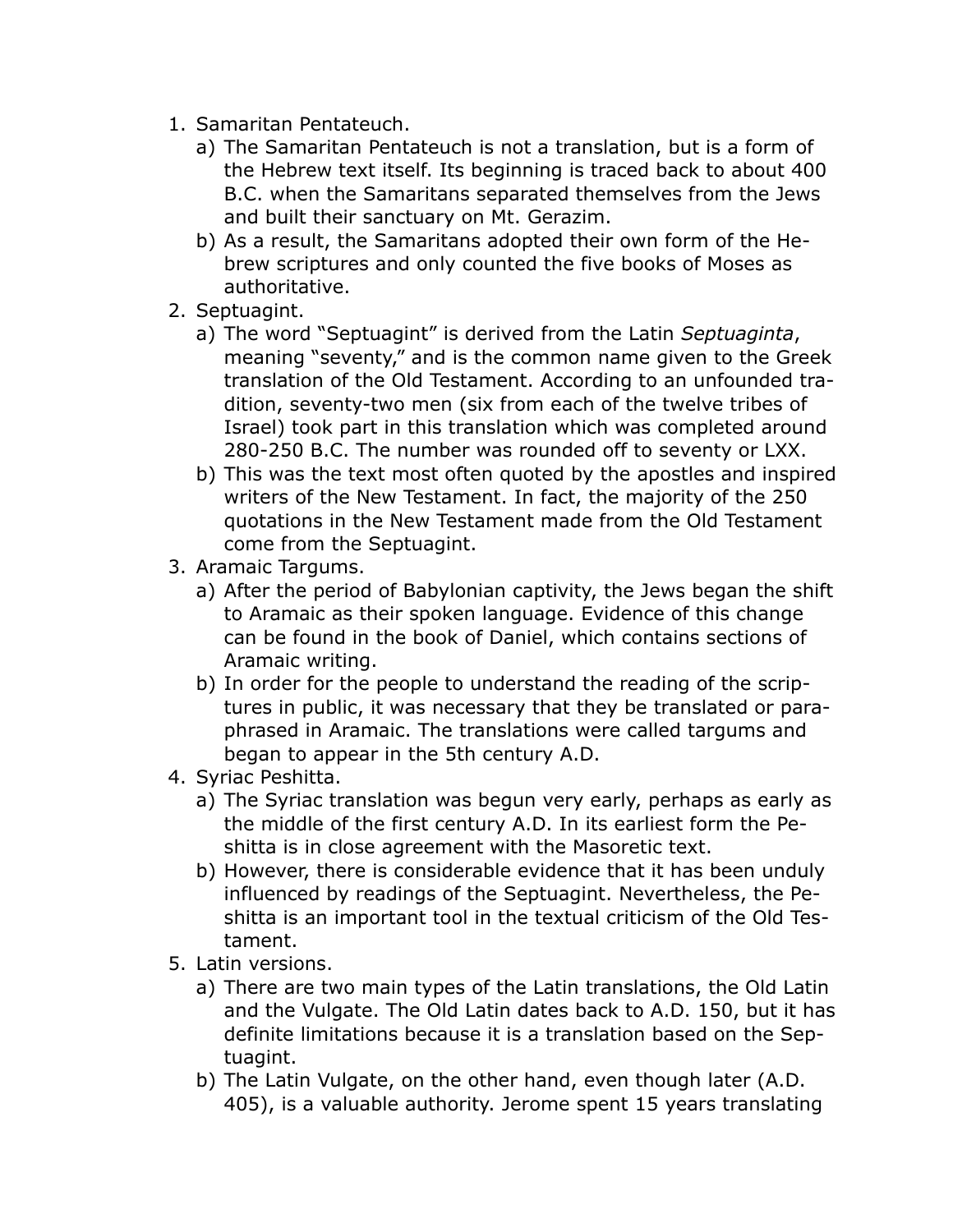1. Samaritan Pentateuch.
   a) The Samaritan Pentateuch is not a translation, but is a form of the Hebrew text itself. Its beginning is traced back to about 400 B.C. when the Samaritans separated themselves from the Jews and built their sanctuary on Mt. Gerazim.
   b) As a result, the Samaritans adopted their own form of the Hebrew scriptures and only counted the five books of Moses as authoritative.
2. Septuagint.
   a) The word "Septuagint" is derived from the Latin *Septuaginta*, meaning "seventy," and is the common name given to the Greek translation of the Old Testament. According to an unfounded tradition, seventy-two men (six from each of the twelve tribes of Israel) took part in this translation which was completed around 280-250 B.C. The number was rounded off to seventy or LXX.
   b) This was the text most often quoted by the apostles and inspired writers of the New Testament. In fact, the majority of the 250 quotations in the New Testament made from the Old Testament come from the Septuagint.
3. Aramaic Targums.
   a) After the period of Babylonian captivity, the Jews began the shift to Aramaic as their spoken language. Evidence of this change can be found in the book of Daniel, which contains sections of Aramaic writing.
   b) In order for the people to understand the reading of the scriptures in public, it was necessary that they be translated or paraphrased in Aramaic. The translations were called targums and began to appear in the 5th century A.D.
4. Syriac Peshitta.
   a) The Syriac translation was begun very early, perhaps as early as the middle of the first century A.D. In its earliest form the Peshitta is in close agreement with the Masoretic text.
   b) However, there is considerable evidence that it has been unduly influenced by readings of the Septuagint. Nevertheless, the Peshitta is an important tool in the textual criticism of the Old Testament.
5. Latin versions.
   a) There are two main types of the Latin translations, the Old Latin and the Vulgate. The Old Latin dates back to A.D. 150, but it has definite limitations because it is a translation based on the Septuagint.
   b) The Latin Vulgate, on the other hand, even though later (A.D. 405), is a valuable authority. Jerome spent 15 years translating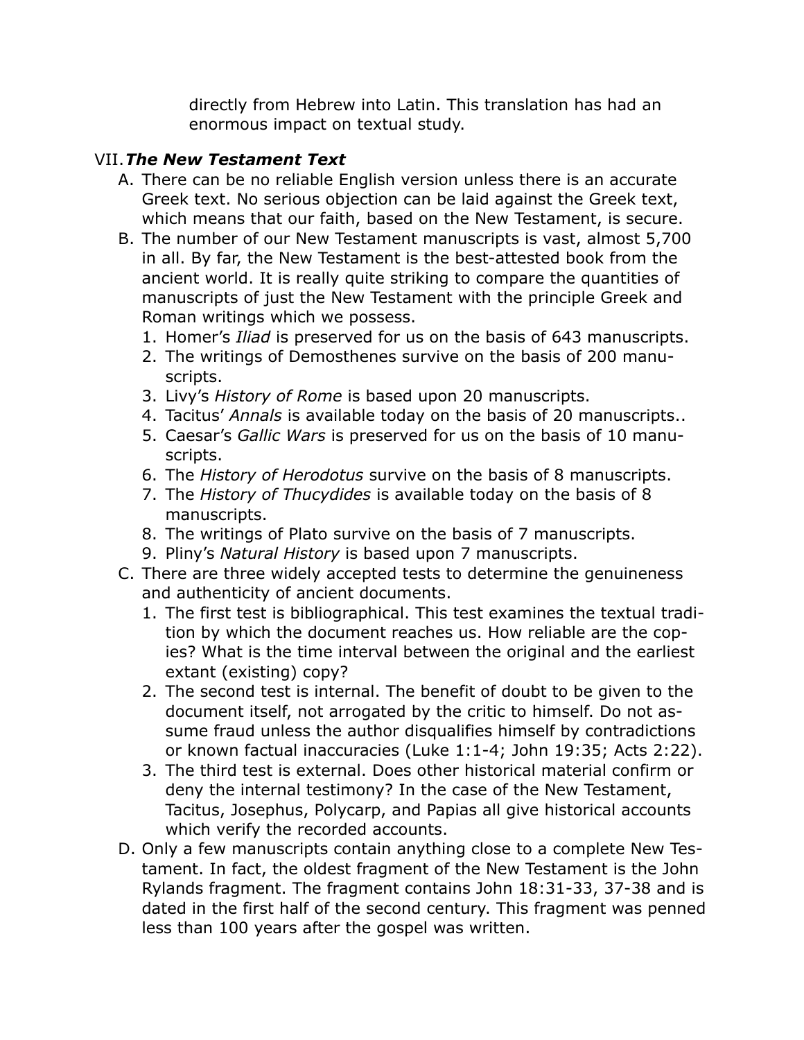directly from Hebrew into Latin. This translation has had an enormous impact on textual study.

## VII. *The New Testament Text*

A. There can be no reliable English version unless there is an accurate Greek text. No serious objection can be laid against the Greek text, which means that our faith, based on the New Testament, is secure.

B. The number of our New Testament manuscripts is vast, almost 5,700 in all. By far, the New Testament is the best-attested book from the ancient world. It is really quite striking to compare the quantities of manuscripts of just the New Testament with the principle Greek and Roman writings which we possess.

   1. Homer's *Iliad* is preserved for us on the basis of 643 manuscripts.
   2. The writings of Demosthenes survive on the basis of 200 manuscripts.
   3. Livy's *History of Rome* is based upon 20 manuscripts.
   4. Tacitus' *Annals* is available today on the basis of 20 manuscripts..
   5. Caesar's *Gallic Wars* is preserved for us on the basis of 10 manuscripts.
   6. The *History of Herodotus* survive on the basis of 8 manuscripts.
   7. The *History of Thucydides* is available today on the basis of 8 manuscripts.
   8. The writings of Plato survive on the basis of 7 manuscripts.
   9. Pliny's *Natural History* is based upon 7 manuscripts.

C. There are three widely accepted tests to determine the genuineness and authenticity of ancient documents.

   1. The first test is bibliographical. This test examines the textual tradition by which the document reaches us. How reliable are the copies? What is the time interval between the original and the earliest extant (existing) copy?
   2. The second test is internal. The benefit of doubt to be given to the document itself, not arrogated by the critic to himself. Do not assume fraud unless the author disqualifies himself by contradictions or known factual inaccuracies (Luke 1:1-4; John 19:35; Acts 2:22).
   3. The third test is external. Does other historical material confirm or deny the internal testimony? In the case of the New Testament, Tacitus, Josephus, Polycarp, and Papias all give historical accounts which verify the recorded accounts.

D. Only a few manuscripts contain anything close to a complete New Testament. In fact, the oldest fragment of the New Testament is the John Rylands fragment. The fragment contains John 18:31-33, 37-38 and is dated in the first half of the second century. This fragment was penned less than 100 years after the gospel was written.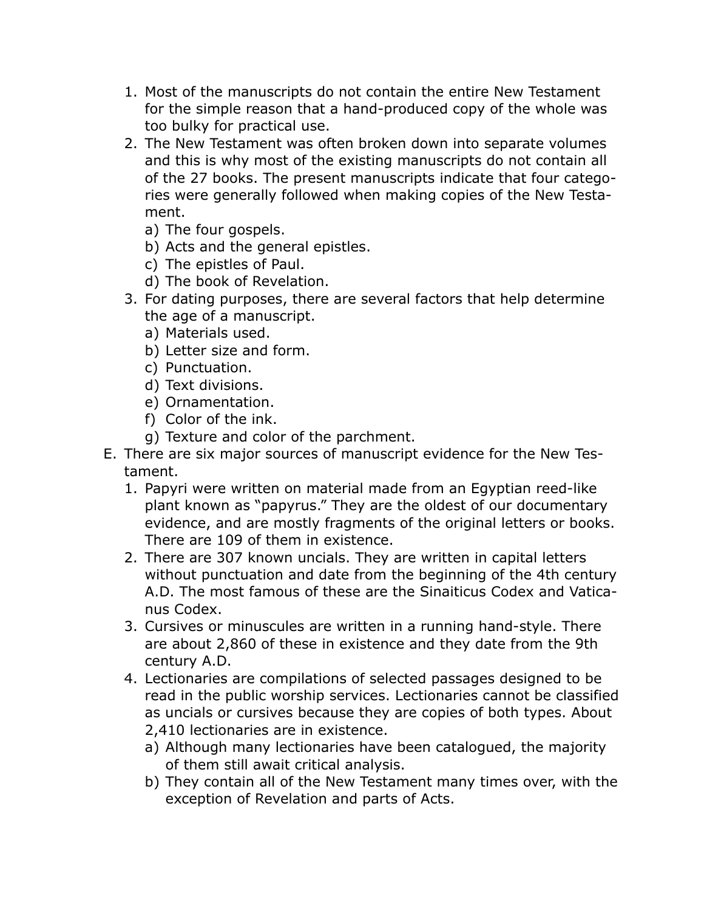1. Most of the manuscripts do not contain the entire New Testament for the simple reason that a hand-produced copy of the whole was too bulky for practical use.
2. The New Testament was often broken down into separate volumes and this is why most of the existing manuscripts do not contain all of the 27 books. The present manuscripts indicate that four categories were generally followed when making copies of the New Testament.
   a) The four gospels.
   b) Acts and the general epistles.
   c) The epistles of Paul.
   d) The book of Revelation.
3. For dating purposes, there are several factors that help determine the age of a manuscript.
   a) Materials used.
   b) Letter size and form.
   c) Punctuation.
   d) Text divisions.
   e) Ornamentation.
   f) Color of the ink.
   g) Texture and color of the parchment.

E. There are six major sources of manuscript evidence for the New Testament.
   1. Papyri were written on material made from an Egyptian reed-like plant known as "papyrus." They are the oldest of our documentary evidence, and are mostly fragments of the original letters or books. There are 109 of them in existence.
   2. There are 307 known uncials. They are written in capital letters without punctuation and date from the beginning of the 4th century A.D. The most famous of these are the Sinaiticus Codex and Vaticanus Codex.
   3. Cursives or minuscules are written in a running hand-style. There are about 2,860 of these in existence and they date from the 9th century A.D.
   4. Lectionaries are compilations of selected passages designed to be read in the public worship services. Lectionaries cannot be classified as uncials or cursives because they are copies of both types. About 2,410 lectionaries are in existence.
      a) Although many lectionaries have been catalogued, the majority of them still await critical analysis.
      b) They contain all of the New Testament many times over, with the exception of Revelation and parts of Acts.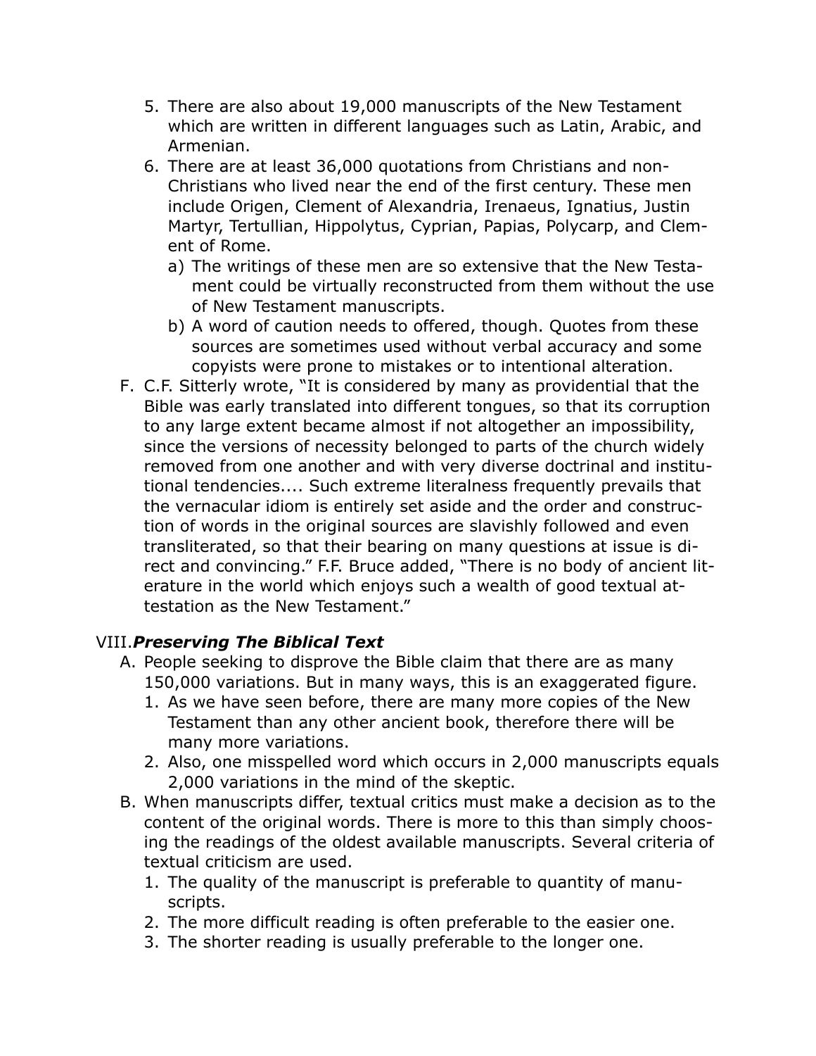5. There are also about 19,000 manuscripts of the New Testament which are written in different languages such as Latin, Arabic, and Armenian.
6. There are at least 36,000 quotations from Christians and non-Christians who lived near the end of the first century. These men include Origen, Clement of Alexandria, Irenaeus, Ignatius, Justin Martyr, Tertullian, Hippolytus, Cyprian, Papias, Polycarp, and Clement of Rome.
   a) The writings of these men are so extensive that the New Testament could be virtually reconstructed from them without the use of New Testament manuscripts.
   b) A word of caution needs to offered, though. Quotes from these sources are sometimes used without verbal accuracy and some copyists were prone to mistakes or to intentional alteration.

F. C.F. Sitterly wrote, "It is considered by many as providential that the Bible was early translated into different tongues, so that its corruption to any large extent became almost if not altogether an impossibility, since the versions of necessity belonged to parts of the church widely removed from one another and with very diverse doctrinal and institutional tendencies.... Such extreme literalness frequently prevails that the vernacular idiom is entirely set aside and the order and construction of words in the original sources are slavishly followed and even transliterated, so that their bearing on many questions at issue is direct and convincing." F.F. Bruce added, "There is no body of ancient literature in the world which enjoys such a wealth of good textual attestation as the New Testament."

## VIII. *Preserving The Biblical Text*

A. People seeking to disprove the Bible claim that there are as many 150,000 variations. But in many ways, this is an exaggerated figure.
   1. As we have seen before, there are many more copies of the New Testament than any other ancient book, therefore there will be many more variations.
   2. Also, one misspelled word which occurs in 2,000 manuscripts equals 2,000 variations in the mind of the skeptic.

B. When manuscripts differ, textual critics must make a decision as to the content of the original words. There is more to this than simply choosing the readings of the oldest available manuscripts. Several criteria of textual criticism are used.
   1. The quality of the manuscript is preferable to quantity of manuscripts.
   2. The more difficult reading is often preferable to the easier one.
   3. The shorter reading is usually preferable to the longer one.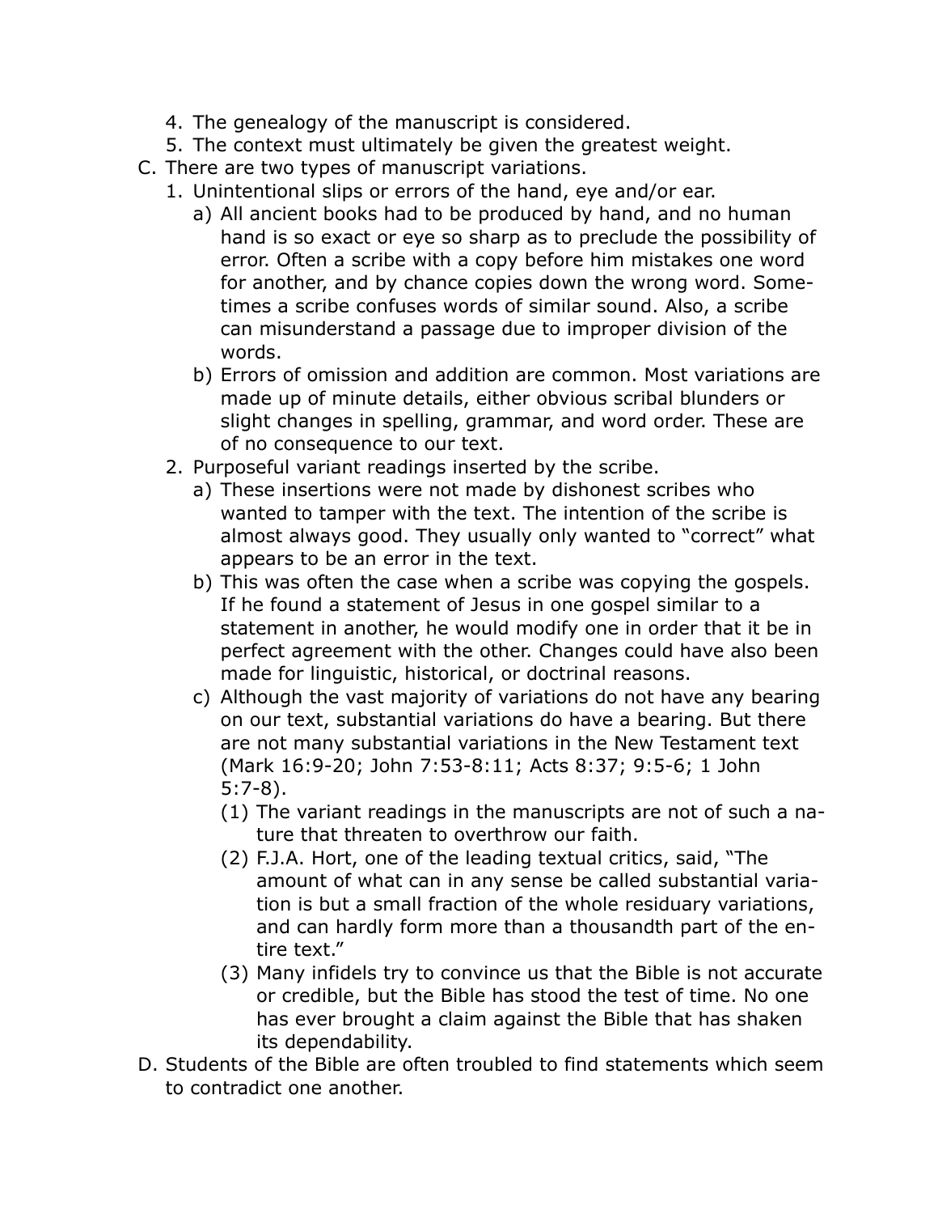4. The genealogy of the manuscript is considered.
5. The context must ultimately be given the greatest weight.

C. There are two types of manuscript variations.

1. Unintentional slips or errors of the hand, eye and/or ear.
   a) All ancient books had to be produced by hand, and no human hand is so exact or eye so sharp as to preclude the possibility of error. Often a scribe with a copy before him mistakes one word for another, and by chance copies down the wrong word. Sometimes a scribe confuses words of similar sound. Also, a scribe can misunderstand a passage due to improper division of the words.
   b) Errors of omission and addition are common. Most variations are made up of minute details, either obvious scribal blunders or slight changes in spelling, grammar, and word order. These are of no consequence to our text.
2. Purposeful variant readings inserted by the scribe.
   a) These insertions were not made by dishonest scribes who wanted to tamper with the text. The intention of the scribe is almost always good. They usually only wanted to "correct" what appears to be an error in the text.
   b) This was often the case when a scribe was copying the gospels. If he found a statement of Jesus in one gospel similar to a statement in another, he would modify one in order that it be in perfect agreement with the other. Changes could have also been made for linguistic, historical, or doctrinal reasons.
   c) Although the vast majority of variations do not have any bearing on our text, substantial variations do have a bearing. But there are not many substantial variations in the New Testament text (Mark 16:9-20; John 7:53-8:11; Acts 8:37; 9:5-6; 1 John 5:7-8).
      (1) The variant readings in the manuscripts are not of such a nature that threaten to overthrow our faith.
      (2) F.J.A. Hort, one of the leading textual critics, said, "The amount of what can in any sense be called substantial variation is but a small fraction of the whole residuary variations, and can hardly form more than a thousandth part of the entire text."
      (3) Many infidels try to convince us that the Bible is not accurate or credible, but the Bible has stood the test of time. No one has ever brought a claim against the Bible that has shaken its dependability.

D. Students of the Bible are often troubled to find statements which seem to contradict one another.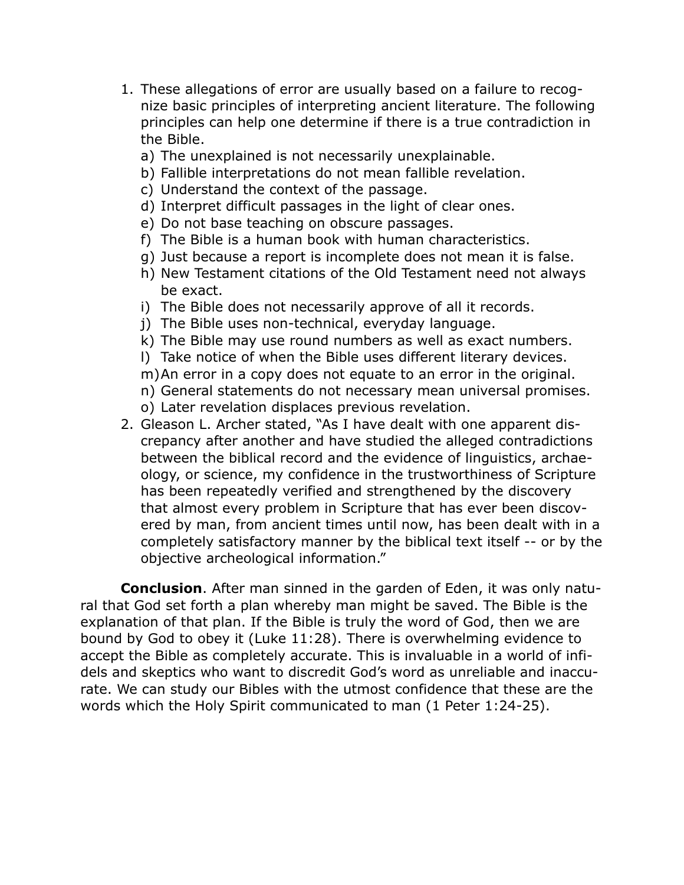1. These allegations of error are usually based on a failure to recognize basic principles of interpreting ancient literature. The following principles can help one determine if there is a true contradiction in the Bible.
   a) The unexplained is not necessarily unexplainable.
   b) Fallible interpretations do not mean fallible revelation.
   c) Understand the context of the passage.
   d) Interpret difficult passages in the light of clear ones.
   e) Do not base teaching on obscure passages.
   f) The Bible is a human book with human characteristics.
   g) Just because a report is incomplete does not mean it is false.
   h) New Testament citations of the Old Testament need not always be exact.
   i) The Bible does not necessarily approve of all it records.
   j) The Bible uses non-technical, everyday language.
   k) The Bible may use round numbers as well as exact numbers.
   l) Take notice of when the Bible uses different literary devices.
   m) An error in a copy does not equate to an error in the original.
   n) General statements do not necessary mean universal promises.
   o) Later revelation displaces previous revelation.
2. Gleason L. Archer stated, "As I have dealt with one apparent discrepancy after another and have studied the alleged contradictions between the biblical record and the evidence of linguistics, archaeology, or science, my confidence in the trustworthiness of Scripture has been repeatedly verified and strengthened by the discovery that almost every problem in Scripture that has ever been discovered by man, from ancient times until now, has been dealt with in a completely satisfactory manner by the biblical text itself -- or by the objective archeological information."

**Conclusion**. After man sinned in the garden of Eden, it was only natural that God set forth a plan whereby man might be saved. The Bible is the explanation of that plan. If the Bible is truly the word of God, then we are bound by God to obey it (Luke 11:28). There is overwhelming evidence to accept the Bible as completely accurate. This is invaluable in a world of infidels and skeptics who want to discredit God's word as unreliable and inaccurate. We can study our Bibles with the utmost confidence that these are the words which the Holy Spirit communicated to man (1 Peter 1:24-25).